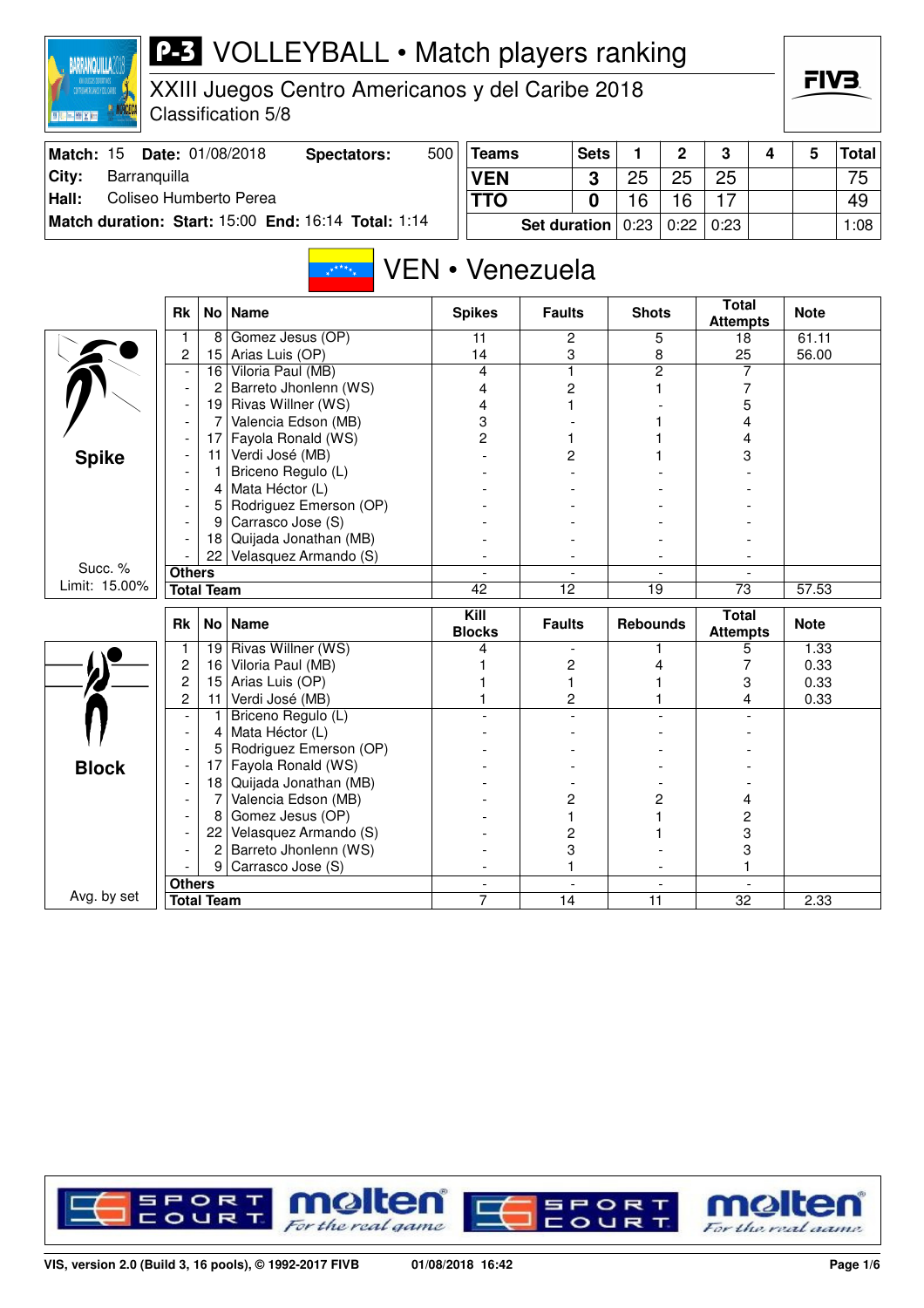# P-3 VOLLEYBALL • Match players ranking

## XXIII Juegos Centro Americanos y del Caribe 2018
Classification 5/8

| Match: 15 | Date: 01/08/2018 | Spectators: | 500 |
|---|---|---|---|
| City: | Barranquilla | | |
| Hall: | Coliseo Humberto Perea | | |
| Match duration: | Start: 15:00 | End: 16:14 | Total: 1:14 |

| Teams | Sets | 1 | 2 | 3 | 4 | 5 | Total |
|---|---|---|---|---|---|---|---|
| VEN | 3 | 25 | 25 | 25 | | | 75 |
| TTO | 0 | 16 | 16 | 17 | | | 49 |
| Set duration | | 0:23 | 0:22 | 0:23 | | | 1:08 |

## VEN • Venezuela

### Spike

Succ. % Limit: 15.00%

| Rk | No | Name | Spikes | Faults | Shots | Total Attempts | Note |
|---|---|---|---|---|---|---|---|
| 1 | 8 | Gomez Jesus (OP) | 11 | 2 | 5 | 18 | 61.11 |
| 2 | 15 | Arias Luis (OP) | 14 | 3 | 8 | 25 | 56.00 |
| - | 16 | Viloria Paul (MB) | 4 | 1 | 2 | 7 | |
| - | 2 | Barreto Jhonlenn (WS) | 4 | 2 | 1 | 7 | |
| - | 19 | Rivas Willner (WS) | 4 | 1 | - | 5 | |
| - | 7 | Valencia Edson (MB) | 3 | - | 1 | 4 | |
| - | 17 | Fayola Ronald (WS) | 2 | 1 | 1 | 4 | |
| - | 11 | Verdi José (MB) | - | 2 | 1 | 3 | |
| - | 1 | Briceno Regulo (L) | - | - | - | - | |
| - | 4 | Mata Héctor (L) | - | - | - | - | |
| - | 5 | Rodriguez Emerson (OP) | - | - | - | - | |
| - | 9 | Carrasco Jose (S) | - | - | - | - | |
| - | 18 | Quijada Jonathan (MB) | - | - | - | - | |
| - | 22 | Velasquez Armando (S) | - | - | - | - | |
| Others | | | - | - | - | - | |
| Total Team | | | 42 | 12 | 19 | 73 | 57.53 |

### Block

Avg. by set

| Rk | No | Name | Kill Blocks | Faults | Rebounds | Total Attempts | Note |
|---|---|---|---|---|---|---|---|
| 1 | 19 | Rivas Willner (WS) | 4 | - | 1 | 5 | 1.33 |
| 2 | 16 | Viloria Paul (MB) | 1 | 2 | 4 | 7 | 0.33 |
| 2 | 15 | Arias Luis (OP) | 1 | 1 | 1 | 3 | 0.33 |
| 2 | 11 | Verdi José (MB) | 1 | 2 | 1 | 4 | 0.33 |
| - | 1 | Briceno Regulo (L) | - | - | - | - | |
| - | 4 | Mata Héctor (L) | - | - | - | - | |
| - | 5 | Rodriguez Emerson (OP) | - | - | - | - | |
| - | 17 | Fayola Ronald (WS) | - | - | - | - | |
| - | 18 | Quijada Jonathan (MB) | - | - | - | - | |
| - | 7 | Valencia Edson (MB) | - | 2 | 2 | 4 | |
| - | 8 | Gomez Jesus (OP) | - | 1 | 1 | 2 | |
| - | 22 | Velasquez Armando (S) | - | 2 | 1 | 3 | |
| - | 2 | Barreto Jhonlenn (WS) | - | 3 | - | 3 | |
| - | 9 | Carrasco Jose (S) | - | 1 | - | 1 | |
| Others | | | - | - | - | - | |
| Total Team | | | 7 | 14 | 11 | 32 | 2.33 |

VIS, version 2.0 (Build 3, 16 pools), © 1992-2017 FIVB — 01/08/2018 16:42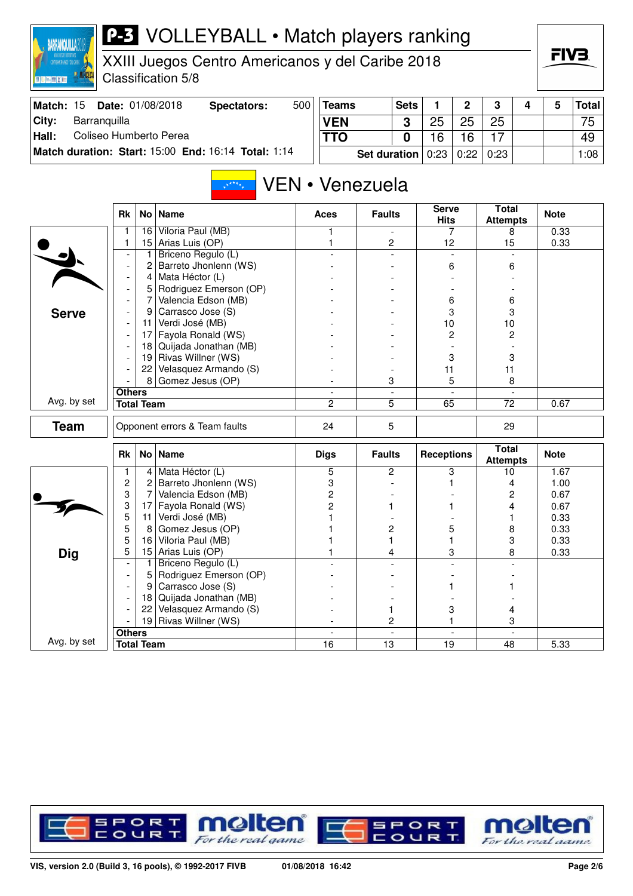# P-3 VOLLEYBALL • Match players ranking

XXIII Juegos Centro Americanos y del Caribe 2018
Classification 5/8

| Match: 15 | Date: 01/08/2018 | Spectators: | 500 |
|---|---|---|---|
| City: | Barranquilla | | |
| Hall: | Coliseo Humberto Perea | | |
| Match duration: | Start: 15:00 | End: 16:14 | Total: 1:14 |

| Teams | Sets | 1 | 2 | 3 | 4 | 5 | Total |
|---|---|---|---|---|---|---|---|
| VEN | 3 | 25 | 25 | 25 | | | 75 |
| TTO | 0 | 16 | 16 | 17 | | | 49 |
| Set duration | | 0:23 | 0:22 | 0:23 | | | 1:08 |

## VEN • Venezuela

### Serve

| Rk | No | Name | Aces | Faults | Serve Hits | Total Attempts | Note |
|---|---|---|---|---|---|---|---|
| 1 | 16 | Viloria Paul (MB) | 1 | - | 7 | 8 | 0.33 |
| 1 | 15 | Arias Luis (OP) | 1 | 2 | 12 | 15 | 0.33 |
| - | 1 | Briceno Regulo (L) | - | - | - | - | |
| - | 2 | Barreto Jhonlenn (WS) | - | - | 6 | 6 | |
| - | 4 | Mata Héctor (L) | - | - | - | - | |
| - | 5 | Rodriguez Emerson (OP) | - | - | - | - | |
| - | 7 | Valencia Edson (MB) | - | - | 6 | 6 | |
| - | 9 | Carrasco Jose (S) | - | - | 3 | 3 | |
| - | 11 | Verdi José (MB) | - | - | 10 | 10 | |
| - | 17 | Fayola Ronald (WS) | - | - | 2 | 2 | |
| - | 18 | Quijada Jonathan (MB) | - | - | - | - | |
| - | 19 | Rivas Willner (WS) | - | - | 3 | 3 | |
| - | 22 | Velasquez Armando (S) | - | - | 11 | 11 | |
| - | 8 | Gomez Jesus (OP) | - | 3 | 5 | 8 | |
| Others | | | - | - | - | - | |
| Total Team | | | 2 | 5 | 65 | 72 | 0.67 |

Avg. by set

### Team

| | Aces | Faults | Serve Hits | Total Attempts | Note |
|---|---|---|---|---|---|
| Opponent errors & Team faults | 24 | 5 | | 29 | |

### Dig

| Rk | No | Name | Digs | Faults | Receptions | Total Attempts | Note |
|---|---|---|---|---|---|---|---|
| 1 | 4 | Mata Héctor (L) | 5 | 2 | 3 | 10 | 1.67 |
| 2 | 2 | Barreto Jhonlenn (WS) | 3 | - | 1 | 4 | 1.00 |
| 3 | 7 | Valencia Edson (MB) | 2 | - | - | 2 | 0.67 |
| 3 | 17 | Fayola Ronald (WS) | 2 | 1 | 1 | 4 | 0.67 |
| 5 | 11 | Verdi José (MB) | 1 | - | - | 1 | 0.33 |
| 5 | 8 | Gomez Jesus (OP) | 1 | 2 | 5 | 8 | 0.33 |
| 5 | 16 | Viloria Paul (MB) | 1 | 1 | 1 | 3 | 0.33 |
| 5 | 15 | Arias Luis (OP) | 1 | 4 | 3 | 8 | 0.33 |
| - | 1 | Briceno Regulo (L) | - | - | - | - | |
| - | 5 | Rodriguez Emerson (OP) | - | - | - | - | |
| - | 9 | Carrasco Jose (S) | - | - | 1 | 1 | |
| - | 18 | Quijada Jonathan (MB) | - | - | - | - | |
| - | 22 | Velasquez Armando (S) | - | 1 | 3 | 4 | |
| - | 19 | Rivas Willner (WS) | - | 2 | 1 | 3 | |
| Others | | | - | - | - | - | |
| Total Team | | | 16 | 13 | 19 | 48 | 5.33 |

Avg. by set

VIS, version 2.0 (Build 3, 16 pools), © 1992-2017 FIVB 01/08/2018 16:42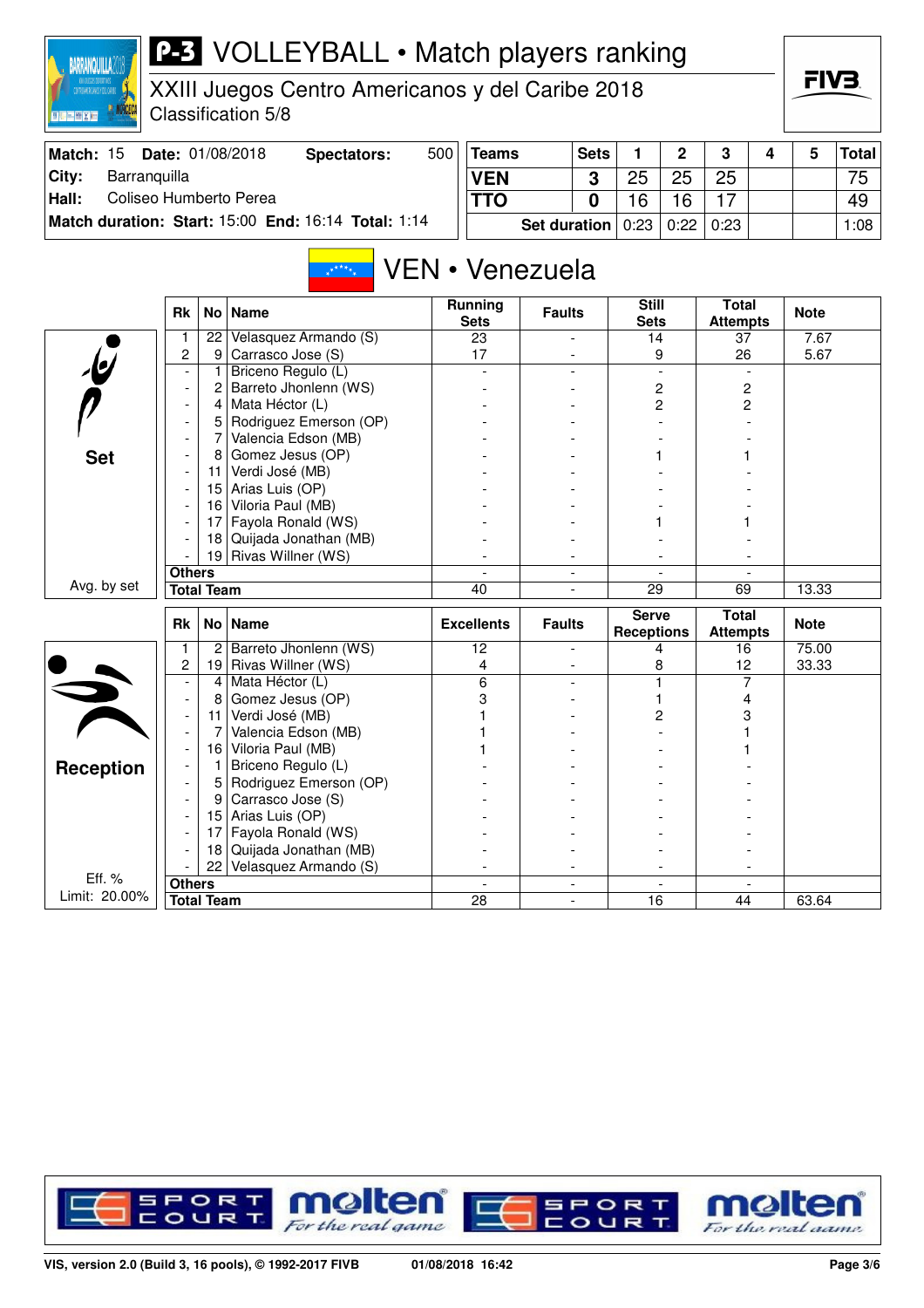# P-3 VOLLEYBALL • Match players ranking

XXIII Juegos Centro Americanos y del Caribe 2018
Classification 5/8

| Match: 15 | Date: 01/08/2018 | Spectators: 500 |
|---|---|---|
| City: | Barranquilla | |
| Hall: | Coliseo Humberto Perea | |
| Match duration: | Start: 15:00 End: 16:14 | Total: 1:14 |

| Teams | Sets | 1 | 2 | 3 | 4 | 5 | Total |
|---|---|---|---|---|---|---|---|
| VEN | 3 | 25 | 25 | 25 | | | 75 |
| TTO | 0 | 16 | 16 | 17 | | | 49 |
| Set duration | | 0:23 | 0:22 | 0:23 | | | 1:08 |

## VEN • Venezuela

### Set

| Rk | No | Name | Running Sets | Faults | Still Sets | Total Attempts | Note |
|---|---|---|---|---|---|---|---|
| 1 | 22 | Velasquez Armando (S) | 23 | - | 14 | 37 | 7.67 |
| 2 | 9 | Carrasco Jose (S) | 17 | - | 9 | 26 | 5.67 |
| - | 1 | Briceno Regulo (L) | - | - | - | - | |
| - | 2 | Barreto Jhonlenn (WS) | - | - | 2 | 2 | |
| - | 4 | Mata Héctor (L) | - | - | 2 | 2 | |
| - | 5 | Rodriguez Emerson (OP) | - | - | - | - | |
| - | 7 | Valencia Edson (MB) | - | - | - | - | |
| - | 8 | Gomez Jesus (OP) | - | - | 1 | 1 | |
| - | 11 | Verdi José (MB) | - | - | - | - | |
| - | 15 | Arias Luis (OP) | - | - | - | - | |
| - | 16 | Viloria Paul (MB) | - | - | - | - | |
| - | 17 | Fayola Ronald (WS) | - | - | 1 | 1 | |
| - | 18 | Quijada Jonathan (MB) | - | - | - | - | |
| - | 19 | Rivas Willner (WS) | - | - | - | - | |
| Others | | | - | - | - | - | |
| Total Team | | | 40 | - | 29 | 69 | 13.33 |

Avg. by set

### Reception

| Rk | No | Name | Excellents | Faults | Serve Receptions | Total Attempts | Note |
|---|---|---|---|---|---|---|---|
| 1 | 2 | Barreto Jhonlenn (WS) | 12 | - | 4 | 16 | 75.00 |
| 2 | 19 | Rivas Willner (WS) | 4 | - | 8 | 12 | 33.33 |
| - | 4 | Mata Héctor (L) | 6 | - | 1 | 7 | |
| - | 8 | Gomez Jesus (OP) | 3 | - | 1 | 4 | |
| - | 11 | Verdi José (MB) | 1 | - | 2 | 3 | |
| - | 7 | Valencia Edson (MB) | 1 | - | - | 1 | |
| - | 16 | Viloria Paul (MB) | 1 | - | - | 1 | |
| - | 1 | Briceno Regulo (L) | - | - | - | - | |
| - | 5 | Rodriguez Emerson (OP) | - | - | - | - | |
| - | 9 | Carrasco Jose (S) | - | - | - | - | |
| - | 15 | Arias Luis (OP) | - | - | - | - | |
| - | 17 | Fayola Ronald (WS) | - | - | - | - | |
| - | 18 | Quijada Jonathan (MB) | - | - | - | - | |
| - | 22 | Velasquez Armando (S) | - | - | - | - | |
| Others | | | - | - | - | - | |
| Total Team | | | 28 | - | 16 | 44 | 63.64 |

Eff. %
Limit: 20.00%

VIS, version 2.0 (Build 3, 16 pools), © 1992-2017 FIVB — 01/08/2018 16:42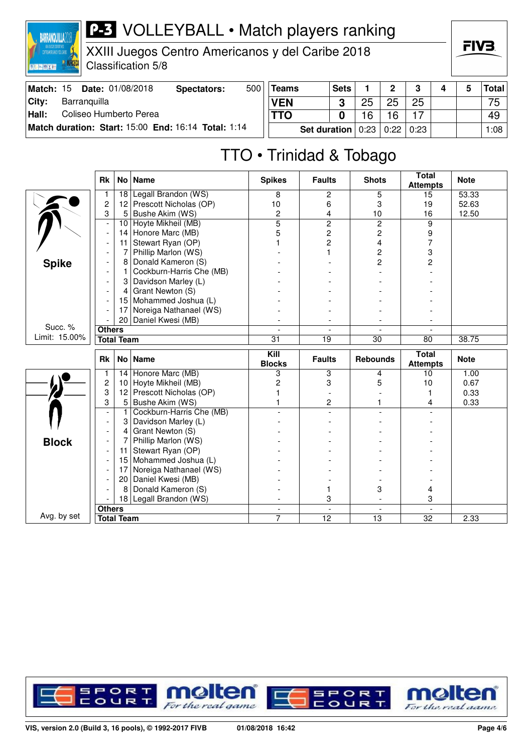# P-3 VOLLEYBALL • Match players ranking

XXIII Juegos Centro Americanos y del Caribe 2018
Classification 5/8

| Match: 15 | Date: 01/08/2018 | Spectators: | 500 |
|---|---|---|---|
| City: | Barranquilla | | |
| Hall: | Coliseo Humberto Perea | | |
| Match duration: | Start: 15:00 | End: 16:14 | Total: 1:14 |

| Teams | Sets | 1 | 2 | 3 | 4 | 5 | Total |
|---|---|---|---|---|---|---|---|
| VEN | 3 | 25 | 25 | 25 | | | 75 |
| TTO | 0 | 16 | 16 | 17 | | | 49 |
| Set duration | | 0:23 | 0:22 | 0:23 | | | 1:08 |

## TTO • Trinidad & Tobago

### Spike

Succ. % Limit: 15.00%

| Rk | No | Name | Spikes | Faults | Shots | Total Attempts | Note |
|---|---|---|---|---|---|---|---|
| 1 | 18 | Legall Brandon (WS) | 8 | 2 | 5 | 15 | 53.33 |
| 2 | 12 | Prescott Nicholas (OP) | 10 | 6 | 3 | 19 | 52.63 |
| 3 | 5 | Bushe Akim (WS) | 2 | 4 | 10 | 16 | 12.50 |
| - | 10 | Hoyte Mikheil (MB) | 5 | 2 | 2 | 9 | |
| - | 14 | Honore Marc (MB) | 5 | 2 | 2 | 9 | |
| - | 11 | Stewart Ryan (OP) | 1 | 2 | 4 | 7 | |
| - | 7 | Phillip Marlon (WS) | - | 1 | 2 | 3 | |
| - | 8 | Donald Kameron (S) | - | - | 2 | 2 | |
| - | 1 | Cockburn-Harris Che (MB) | - | - | - | - | |
| - | 3 | Davidson Marley (L) | - | - | - | - | |
| - | 4 | Grant Newton (S) | - | - | - | - | |
| - | 15 | Mohammed Joshua (L) | - | - | - | - | |
| - | 17 | Noreiga Nathanael (WS) | - | - | - | - | |
| - | 20 | Daniel Kwesi (MB) | - | - | - | - | |
| Others | | | - | - | - | - | |
| Total Team | | | 31 | 19 | 30 | 80 | 38.75 |

### Block

Avg. by set

| Rk | No | Name | Kill Blocks | Faults | Rebounds | Total Attempts | Note |
|---|---|---|---|---|---|---|---|
| 1 | 14 | Honore Marc (MB) | 3 | 3 | 4 | 10 | 1.00 |
| 2 | 10 | Hoyte Mikheil (MB) | 2 | 3 | 5 | 10 | 0.67 |
| 3 | 12 | Prescott Nicholas (OP) | 1 | - | - | 1 | 0.33 |
| 3 | 5 | Bushe Akim (WS) | 1 | 2 | 1 | 4 | 0.33 |
| - | 1 | Cockburn-Harris Che (MB) | - | - | - | - | |
| - | 3 | Davidson Marley (L) | - | - | - | - | |
| - | 4 | Grant Newton (S) | - | - | - | - | |
| - | 7 | Phillip Marlon (WS) | - | - | - | - | |
| - | 11 | Stewart Ryan (OP) | - | - | - | - | |
| - | 15 | Mohammed Joshua (L) | - | - | - | - | |
| - | 17 | Noreiga Nathanael (WS) | - | - | - | - | |
| - | 20 | Daniel Kwesi (MB) | - | - | - | - | |
| - | 8 | Donald Kameron (S) | - | 1 | 3 | 4 | |
| - | 18 | Legall Brandon (WS) | - | 3 | - | 3 | |
| Others | | | - | - | - | - | |
| Total Team | | | 7 | 12 | 13 | 32 | 2.33 |

VIS, version 2.0 (Build 3, 16 pools), © 1992-2017 FIVB — 01/08/2018 16:42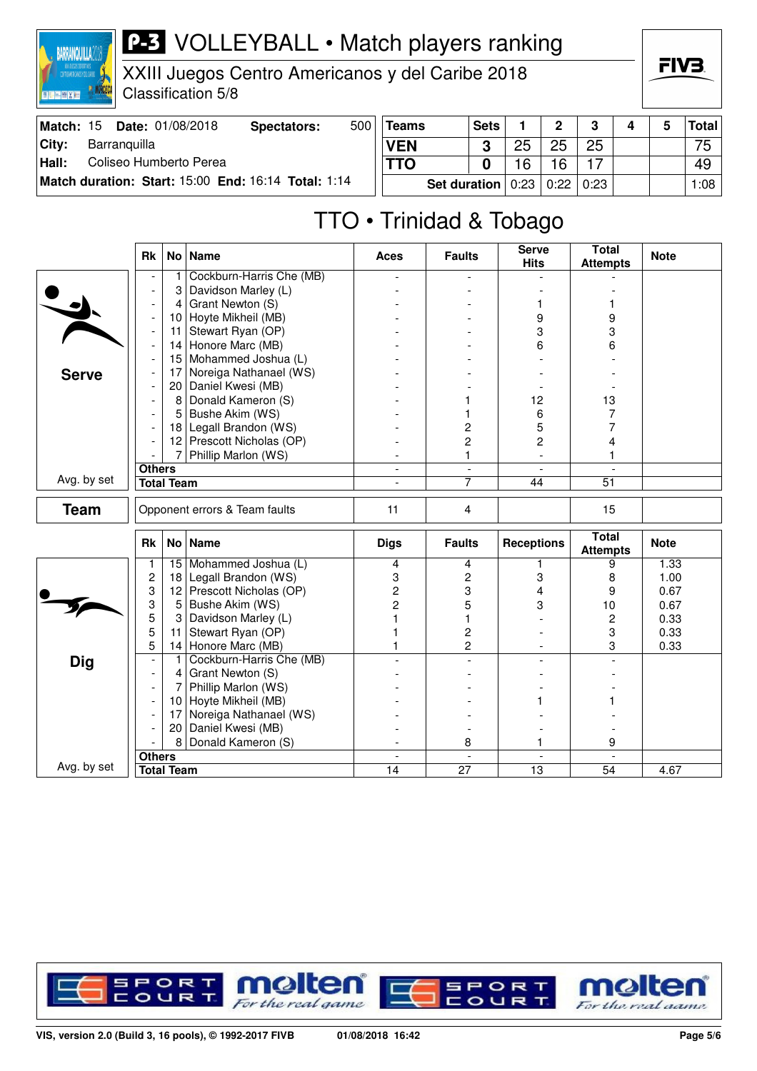# P-3 VOLLEYBALL • Match players ranking

XXIII Juegos Centro Americanos y del Caribe 2018
Classification 5/8

| Match: 15 | Date: 01/08/2018 | Spectators: | 500 |
|---|---|---|---|
| City: | Barranquilla | | |
| Hall: | Coliseo Humberto Perea | | |
| Match duration: | Start: 15:00 | End: 16:14 | Total: 1:14 |

| Teams | Sets | 1 | 2 | 3 | 4 | 5 | Total |
|---|---|---|---|---|---|---|---|
| VEN | 3 | 25 | 25 | 25 | | | 75 |
| TTO | 0 | 16 | 16 | 17 | | | 49 |
| Set duration | | 0:23 | 0:22 | 0:23 | | | 1:08 |

## TTO • Trinidad & Tobago

### Serve

| Rk | No | Name | Aces | Faults | Serve Hits | Total Attempts | Note |
|---|---|---|---|---|---|---|---|
| - | 1 | Cockburn-Harris Che (MB) | - | - | - | - | |
| - | 3 | Davidson Marley (L) | - | - | - | - | |
| - | 4 | Grant Newton (S) | - | - | 1 | 1 | |
| - | 10 | Hoyte Mikheil (MB) | - | - | 9 | 9 | |
| - | 11 | Stewart Ryan (OP) | - | - | 3 | 3 | |
| - | 14 | Honore Marc (MB) | - | - | 6 | 6 | |
| - | 15 | Mohammed Joshua (L) | - | - | - | - | |
| - | 17 | Noreiga Nathanael (WS) | - | - | - | - | |
| - | 20 | Daniel Kwesi (MB) | - | - | - | - | |
| - | 8 | Donald Kameron (S) | - | 1 | 12 | 13 | |
| - | 5 | Bushe Akim (WS) | - | 1 | 6 | 7 | |
| - | 18 | Legall Brandon (WS) | - | 2 | 5 | 7 | |
| - | 12 | Prescott Nicholas (OP) | - | 2 | 2 | 4 | |
| - | 7 | Phillip Marlon (WS) | - | 1 | - | 1 | |
| Others | | | - | - | - | - | |
| Total Team | | | - | 7 | 44 | 51 | |

Avg. by set

| Team | Opponent errors & Team faults | 11 | 4 | | 15 | |
|---|---|---|---|---|---|---|

### Dig

| Rk | No | Name | Digs | Faults | Receptions | Total Attempts | Note |
|---|---|---|---|---|---|---|---|
| 1 | 15 | Mohammed Joshua (L) | 4 | 4 | 1 | 9 | 1.33 |
| 2 | 18 | Legall Brandon (WS) | 3 | 2 | 3 | 8 | 1.00 |
| 3 | 12 | Prescott Nicholas (OP) | 2 | 3 | 4 | 9 | 0.67 |
| 3 | 5 | Bushe Akim (WS) | 2 | 5 | 3 | 10 | 0.67 |
| 5 | 3 | Davidson Marley (L) | 1 | 1 | - | 2 | 0.33 |
| 5 | 11 | Stewart Ryan (OP) | 1 | 2 | - | 3 | 0.33 |
| 5 | 14 | Honore Marc (MB) | 1 | 2 | - | 3 | 0.33 |
| - | 1 | Cockburn-Harris Che (MB) | - | - | - | - | |
| - | 4 | Grant Newton (S) | - | - | - | - | |
| - | 7 | Phillip Marlon (WS) | - | - | - | - | |
| - | 10 | Hoyte Mikheil (MB) | - | - | 1 | 1 | |
| - | 17 | Noreiga Nathanael (WS) | - | - | - | - | |
| - | 20 | Daniel Kwesi (MB) | - | - | - | - | |
| - | 8 | Donald Kameron (S) | - | 8 | 1 | 9 | |
| Others | | | - | - | - | - | |
| Total Team | | | 14 | 27 | 13 | 54 | 4.67 |

Avg. by set

VIS, version 2.0 (Build 3, 16 pools), © 1992-2017 FIVB 01/08/2018 16:42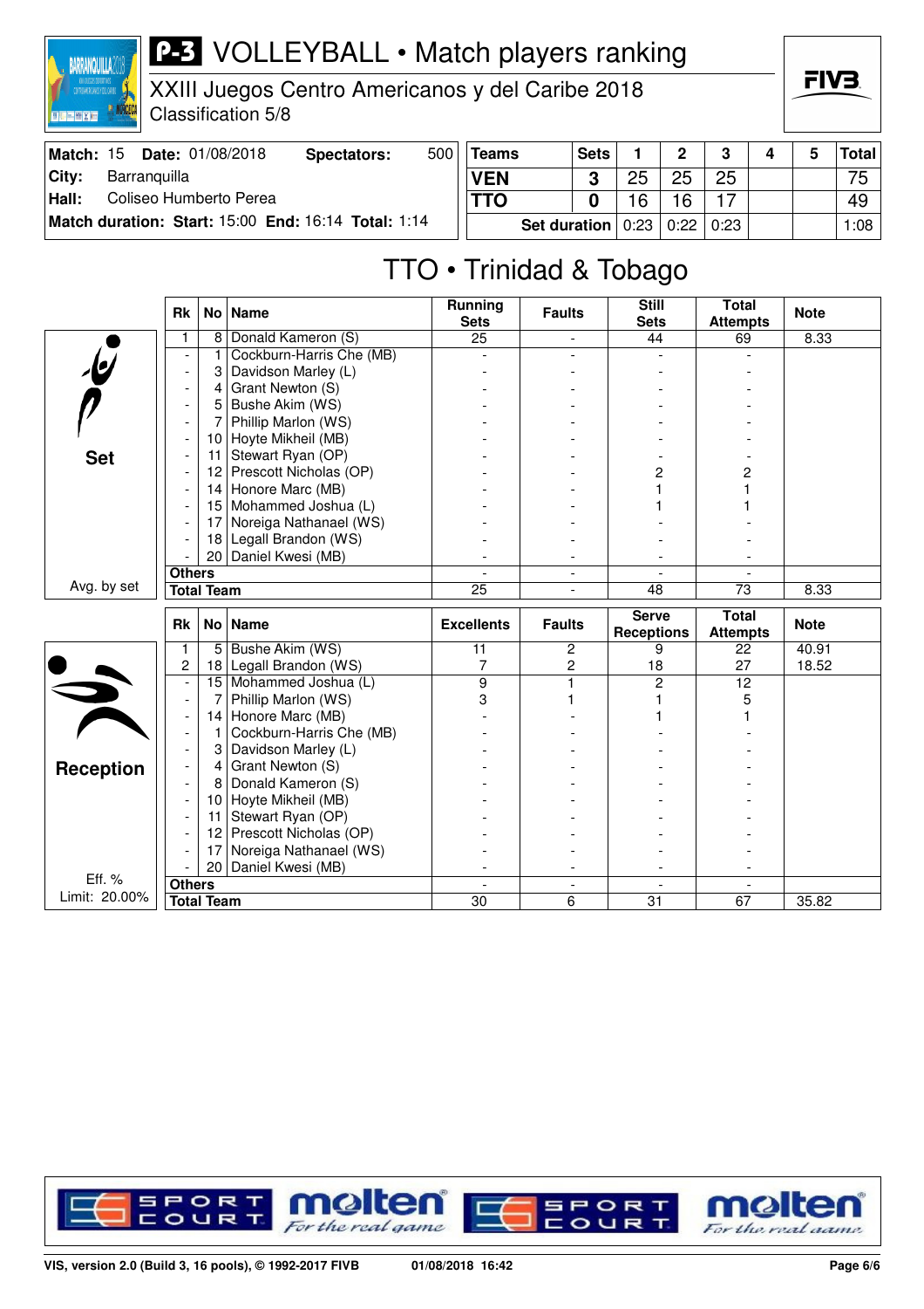# P-3 VOLLEYBALL • Match players ranking

XXIII Juegos Centro Americanos y del Caribe 2018
Classification 5/8

| | | | |
|---|---|---|---|
| **Match:** 15 | **Date:** 01/08/2018 | **Spectators:** | 500 |
| **City:** | Barranquilla | | |
| **Hall:** | Coliseo Humberto Perea | | |
| **Match duration:** | **Start:** 15:00 | **End:** 16:14 | **Total:** 1:14 |

| Teams | Sets | 1 | 2 | 3 | 4 | 5 | Total |
|---|---|---|---|---|---|---|---|
| VEN | 3 | 25 | 25 | 25 | | | 75 |
| TTO | 0 | 16 | 16 | 17 | | | 49 |
| | Set duration | 0:23 | 0:22 | 0:23 | | | 1:08 |

## TTO • Trinidad & Tobago

### Set

| Rk | No | Name | Running Sets | Faults | Still Sets | Total Attempts | Note |
|---|---|---|---|---|---|---|---|
| 1 | 8 | Donald Kameron (S) | 25 | - | 44 | 69 | 8.33 |
| - | 1 | Cockburn-Harris Che (MB) | - | - | - | - | |
| - | 3 | Davidson Marley (L) | - | - | - | - | |
| - | 4 | Grant Newton (S) | - | - | - | - | |
| - | 5 | Bushe Akim (WS) | - | - | - | - | |
| - | 7 | Phillip Marlon (WS) | - | - | - | - | |
| - | 10 | Hoyte Mikheil (MB) | - | - | - | - | |
| - | 11 | Stewart Ryan (OP) | - | - | - | - | |
| - | 12 | Prescott Nicholas (OP) | - | - | 2 | 2 | |
| - | 14 | Honore Marc (MB) | - | - | 1 | 1 | |
| - | 15 | Mohammed Joshua (L) | - | - | 1 | 1 | |
| - | 17 | Noreiga Nathanael (WS) | - | - | - | - | |
| - | 18 | Legall Brandon (WS) | - | - | - | - | |
| - | 20 | Daniel Kwesi (MB) | - | - | - | - | |
| Others | | | - | - | - | - | |
| Total Team | | | 25 | - | 48 | 73 | 8.33 |

Avg. by set

### Reception

| Rk | No | Name | Excellents | Faults | Serve Receptions | Total Attempts | Note |
|---|---|---|---|---|---|---|---|
| 1 | 5 | Bushe Akim (WS) | 11 | 2 | 9 | 22 | 40.91 |
| 2 | 18 | Legall Brandon (WS) | 7 | 2 | 18 | 27 | 18.52 |
| - | 15 | Mohammed Joshua (L) | 9 | 1 | 2 | 12 | |
| - | 7 | Phillip Marlon (WS) | 3 | 1 | 1 | 5 | |
| - | 14 | Honore Marc (MB) | - | - | 1 | 1 | |
| - | 1 | Cockburn-Harris Che (MB) | - | - | - | - | |
| - | 3 | Davidson Marley (L) | - | - | - | - | |
| - | 4 | Grant Newton (S) | - | - | - | - | |
| - | 8 | Donald Kameron (S) | - | - | - | - | |
| - | 10 | Hoyte Mikheil (MB) | - | - | - | - | |
| - | 11 | Stewart Ryan (OP) | - | - | - | - | |
| - | 12 | Prescott Nicholas (OP) | - | - | - | - | |
| - | 17 | Noreiga Nathanael (WS) | - | - | - | - | |
| - | 20 | Daniel Kwesi (MB) | - | - | - | - | |
| Others | | | - | - | - | - | |
| Total Team | | | 30 | 6 | 31 | 67 | 35.82 |

Eff. %
Limit: 20.00%

VIS, version 2.0 (Build 3, 16 pools), © 1992-2017 FIVB — 01/08/2018 16:42